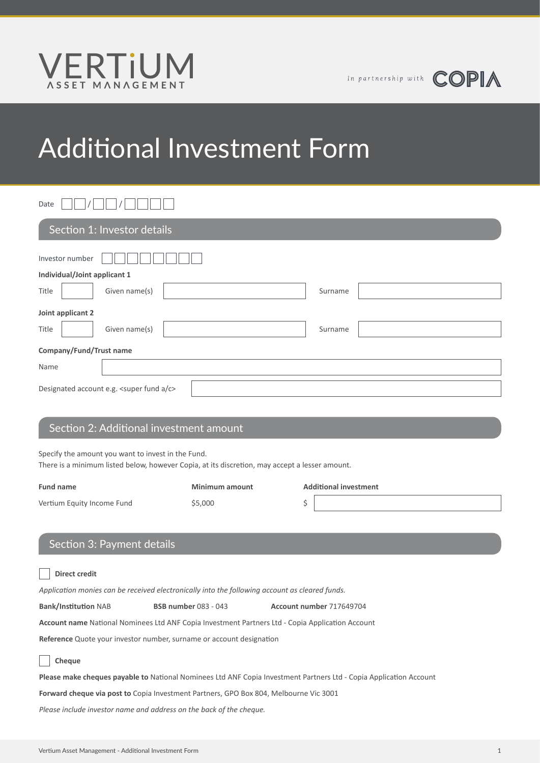VERTiUM
ASSET MANAGEMENT

In partnership with COPIA

# Additional Investment Form

Date ☐☐ / ☐☐ / ☐☐☐☐

## Section 1: Investor details

Investor number ☐☐☐☐☐☐☐☐

**Individual/Joint applicant 1**

Title ______ Given name(s) ______ Surname ______

**Joint applicant 2**

Title ______ Given name(s) ______ Surname ______

**Company/Fund/Trust name**

Name ______

Designated account e.g. <super fund a/c> ______

## Section 2: Additional investment amount

Specify the amount you want to invest in the Fund.
There is a minimum listed below, however Copia, at its discretion, may accept a lesser amount.

| Fund name | Minimum amount | Additional investment |
| --- | --- | --- |
| Vertium Equity Income Fund | $5,000 | $ |

## Section 3: Payment details

☐ **Direct credit**

*Application monies can be received electronically into the following account as cleared funds.*

**Bank/Institution** NAB **BSB number** 083 - 043 **Account number** 717649704

**Account name** National Nominees Ltd ANF Copia Investment Partners Ltd - Copia Application Account

**Reference** Quote your investor number, surname or account designation

☐ **Cheque**

**Please make cheques payable to** National Nominees Ltd ANF Copia Investment Partners Ltd - Copia Application Account

**Forward cheque via post to** Copia Investment Partners, GPO Box 804, Melbourne Vic 3001

*Please include investor name and address on the back of the cheque.*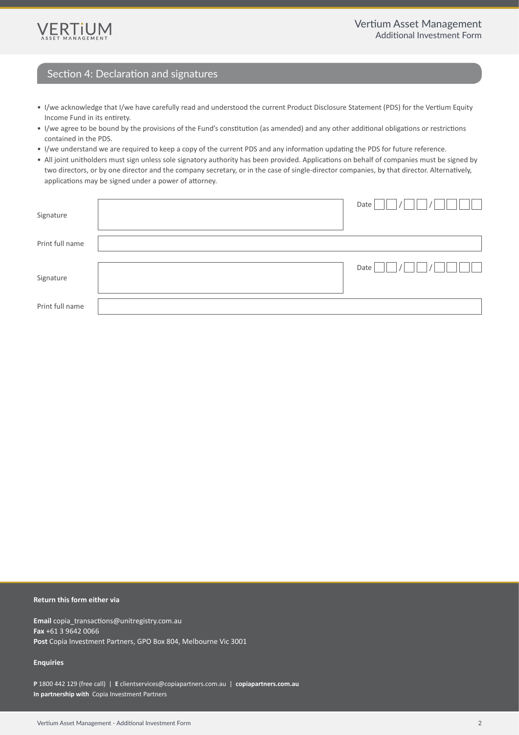## Section 4: Declaration and signatures

- I/we acknowledge that I/we have carefully read and understood the current Product Disclosure Statement (PDS) for the Vertium Equity Income Fund in its entirety.
- I/we agree to be bound by the provisions of the Fund's constitution (as amended) and any other additional obligations or restrictions contained in the PDS.
- I/we understand we are required to keep a copy of the current PDS and any information updating the PDS for future reference.
- All joint unitholders must sign unless sole signatory authority has been provided. Applications on behalf of companies must be signed by two directors, or by one director and the company secretary, or in the case of single-director companies, by that director. Alternatively, applications may be signed under a power of attorney.

| | | |
|---|---|---|
| Signature | | Date __ __ / __ __ / __ __ __ __ |
| Print full name | | |
| Signature | | Date __ __ / __ __ / __ __ __ __ |
| Print full name | | |

**Return this form either via**

**Email** copia_transactions@unitregistry.com.au
**Fax** +61 3 9642 0066
**Post** Copia Investment Partners, GPO Box 804, Melbourne Vic 3001

**Enquiries**

**P** 1800 442 129 (free call) | **E** clientservices@copiapartners.com.au | **copiapartners.com.au**
**In partnership with** Copia Investment Partners